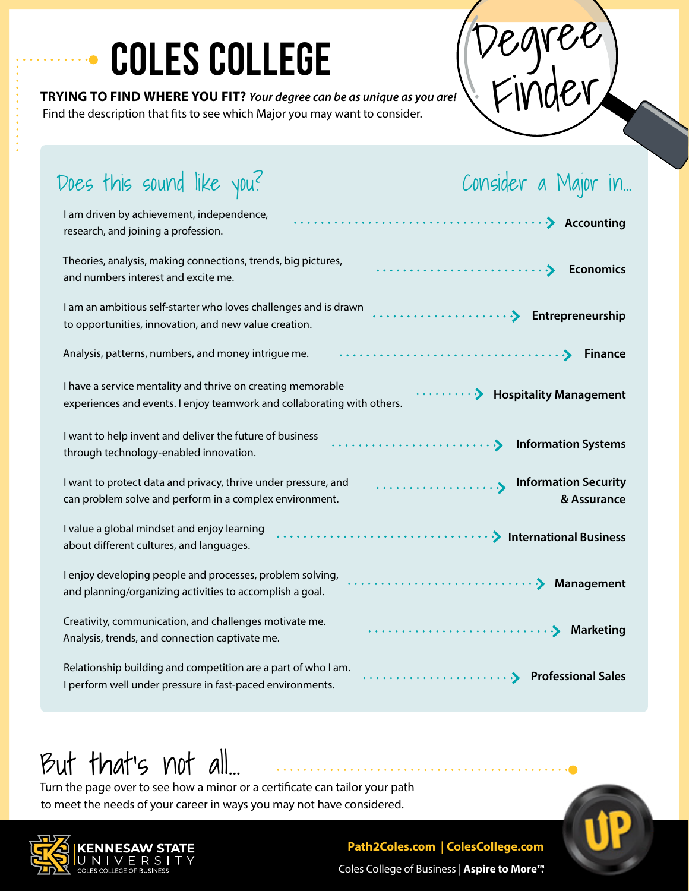# COLES COLLEGE

# Degree Finder

**TRYING TO FIND WHERE YOU FIT?** ***Your degree can be as unique as you are!***
Find the description that fits to see which Major you may want to consider.

| Does this sound like you? | Consider a Major in... |
|---|---|
| I am driven by achievement, independence, research, and joining a profession. | **Accounting** |
| Theories, analysis, making connections, trends, big pictures, and numbers interest and excite me. | **Economics** |
| I am an ambitious self-starter who loves challenges and is drawn to opportunities, innovation, and new value creation. | **Entrepreneurship** |
| Analysis, patterns, numbers, and money intrigue me. | **Finance** |
| I have a service mentality and thrive on creating memorable experiences and events. I enjoy teamwork and collaborating with others. | **Hospitality Management** |
| I want to help invent and deliver the future of business through technology-enabled innovation. | **Information Systems** |
| I want to protect data and privacy, thrive under pressure, and can problem solve and perform in a complex environment. | **Information Security & Assurance** |
| I value a global mindset and enjoy learning about different cultures, and languages. | **International Business** |
| I enjoy developing people and processes, problem solving, and planning/organizing activities to accomplish a goal. | **Management** |
| Creativity, communication, and challenges motivate me. Analysis, trends, and connection captivate me. | **Marketing** |
| Relationship building and competition are a part of who I am. I perform well under pressure in fast-paced environments. | **Professional Sales** |

## But that's not all...

Turn the page over to see how a minor or a certificate can tailor your path to meet the needs of your career in ways you may not have considered.

KENNESAW STATE UNIVERSITY
COLES COLLEGE OF BUSINESS

**Path2Coles.com | ColesCollege.com**

Coles College of Business | **Aspire to More™**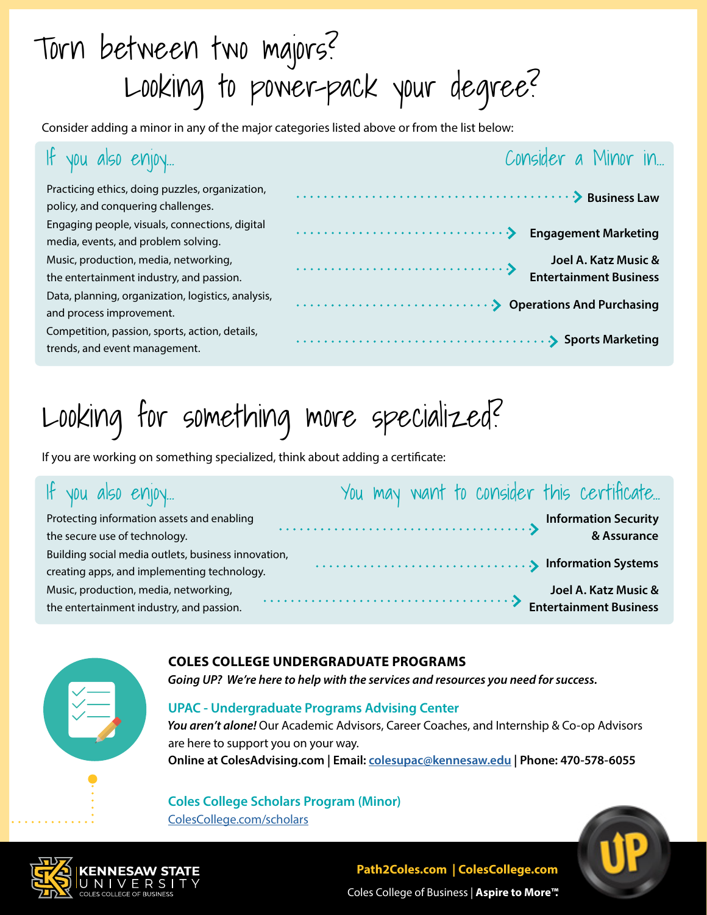# Torn between two majors?
# Looking to power-pack your degree?

Consider adding a minor in any of the major categories listed above or from the list below:

| If you also enjoy... | Consider a Minor in... |
| --- | --- |
| Practicing ethics, doing puzzles, organization, policy, and conquering challenges. | **Business Law** |
| Engaging people, visuals, connections, digital media, events, and problem solving. | **Engagement Marketing** |
| Music, production, media, networking, the entertainment industry, and passion. | **Joel A. Katz Music & Entertainment Business** |
| Data, planning, organization, logistics, analysis, and process improvement. | **Operations And Purchasing** |
| Competition, passion, sports, action, details, trends, and event management. | **Sports Marketing** |

# Looking for something more specialized?

If you are working on something specialized, think about adding a certificate:

| If you also enjoy... | You may want to consider this certificate... |
| --- | --- |
| Protecting information assets and enabling the secure use of technology. | **Information Security & Assurance** |
| Building social media outlets, business innovation, creating apps, and implementing technology. | **Information Systems** |
| Music, production, media, networking, the entertainment industry, and passion. | **Joel A. Katz Music & Entertainment Business** |

**COLES COLLEGE UNDERGRADUATE PROGRAMS**

***Going UP? We're here to help with the services and resources you need for success.***

## UPAC - Undergraduate Programs Advising Center

***You aren't alone!*** Our Academic Advisors, Career Coaches, and Internship & Co-op Advisors are here to support you on your way.

**Online at ColesAdvising.com | Email: colesupac@kennesaw.edu | Phone: 470-578-6055**

## Coles College Scholars Program (Minor)

ColesCollege.com/scholars

KENNESAW STATE UNIVERSITY
COLES COLLEGE OF BUSINESS

**Path2Coles.com | ColesCollege.com**

Coles College of Business | **Aspire to More™**